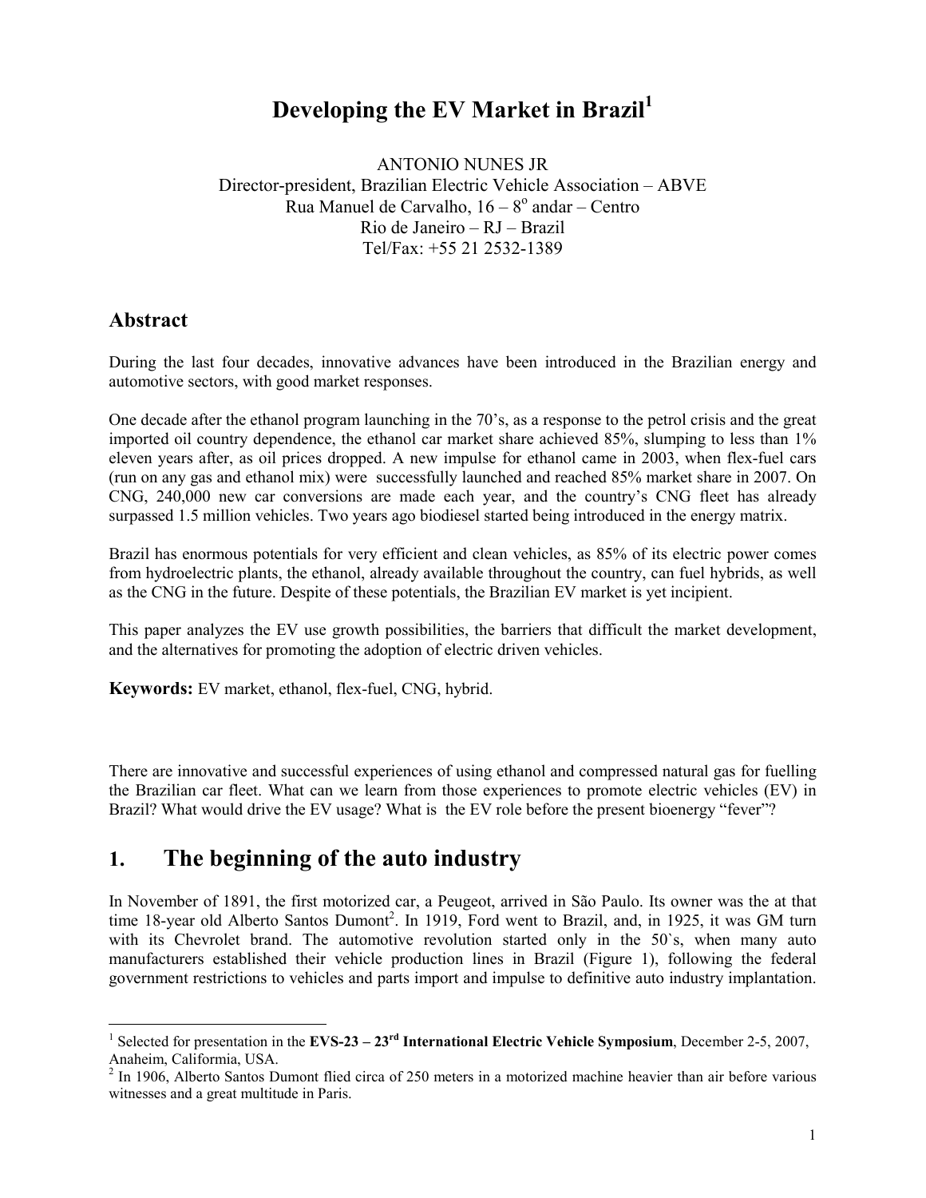# Developing the EV Market in Brazil[1]

ANTONIO NUNES JR
Director-president, Brazilian Electric Vehicle Association – ABVE
Rua Manuel de Carvalho, 16 – 8º andar – Centro
Rio de Janeiro – RJ – Brazil
Tel/Fax: +55 21 2532-1389

## Abstract

During the last four decades, innovative advances have been introduced in the Brazilian energy and automotive sectors, with good market responses.

One decade after the ethanol program launching in the 70's, as a response to the petrol crisis and the great imported oil country dependence, the ethanol car market share achieved 85%, slumping to less than 1% eleven years after, as oil prices dropped. A new impulse for ethanol came in 2003, when flex-fuel cars (run on any gas and ethanol mix) were successfully launched and reached 85% market share in 2007. On CNG, 240,000 new car conversions are made each year, and the country's CNG fleet has already surpassed 1.5 million vehicles. Two years ago biodiesel started being introduced in the energy matrix.

Brazil has enormous potentials for very efficient and clean vehicles, as 85% of its electric power comes from hydroelectric plants, the ethanol, already available throughout the country, can fuel hybrids, as well as the CNG in the future. Despite of these potentials, the Brazilian EV market is yet incipient.

This paper analyzes the EV use growth possibilities, the barriers that difficult the market development, and the alternatives for promoting the adoption of electric driven vehicles.

**Keywords:** EV market, ethanol, flex-fuel, CNG, hybrid.

There are innovative and successful experiences of using ethanol and compressed natural gas for fuelling the Brazilian car fleet. What can we learn from those experiences to promote electric vehicles (EV) in Brazil? What would drive the EV usage? What is the EV role before the present bioenergy "fever"?

## 1. The beginning of the auto industry

In November of 1891, the first motorized car, a Peugeot, arrived in São Paulo. Its owner was the at that time 18-year old Alberto Santos Dumont[2]. In 1919, Ford went to Brazil, and, in 1925, it was GM turn with its Chevrolet brand. The automotive revolution started only in the 50`s, when many auto manufacturers established their vehicle production lines in Brazil (Figure 1), following the federal government restrictions to vehicles and parts import and impulse to definitive auto industry implantation.

---

[1] Selected for presentation in the **EVS-23 – 23rd International Electric Vehicle Symposium**, December 2-5, 2007, Anaheim, California, USA.

[2] In 1906, Alberto Santos Dumont flied circa of 250 meters in a motorized machine heavier than air before various witnesses and a great multitude in Paris.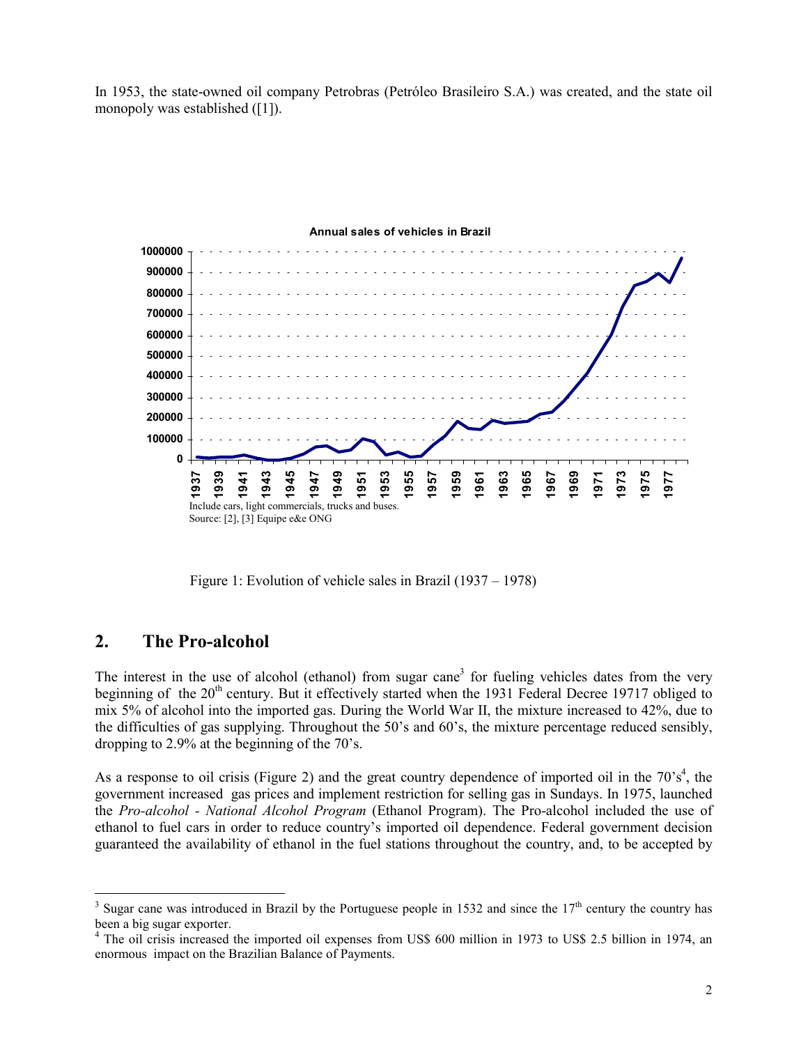In 1953, the state-owned oil company Petrobras (Petróleo Brasileiro S.A.) was created, and the state oil monopoly was established ([1]).

Figure 1: Evolution of vehicle sales in Brazil (1937 – 1978)

## 2. The Pro-alcohol

The interest in the use of alcohol (ethanol) from sugar cane[3] for fueling vehicles dates from the very beginning of the 20th century. But it effectively started when the 1931 Federal Decree 19717 obliged to mix 5% of alcohol into the imported gas. During the World War II, the mixture increased to 42%, due to the difficulties of gas supplying. Throughout the 50's and 60's, the mixture percentage reduced sensibly, dropping to 2.9% at the beginning of the 70's.

As a response to oil crisis (Figure 2) and the great country dependence of imported oil in the 70's[4], the government increased gas prices and implement restriction for selling gas in Sundays. In 1975, launched the *Pro-alcohol - National Alcohol Program* (Ethanol Program). The Pro-alcohol included the use of ethanol to fuel cars in order to reduce country's imported oil dependence. Federal government decision guaranteed the availability of ethanol in the fuel stations throughout the country, and, to be accepted by

---

[3] Sugar cane was introduced in Brazil by the Portuguese people in 1532 and since the 17th century the country has been a big sugar exporter.

[4] The oil crisis increased the imported oil expenses from US$ 600 million in 1973 to US$ 2.5 billion in 1974, an enormous impact on the Brazilian Balance of Payments.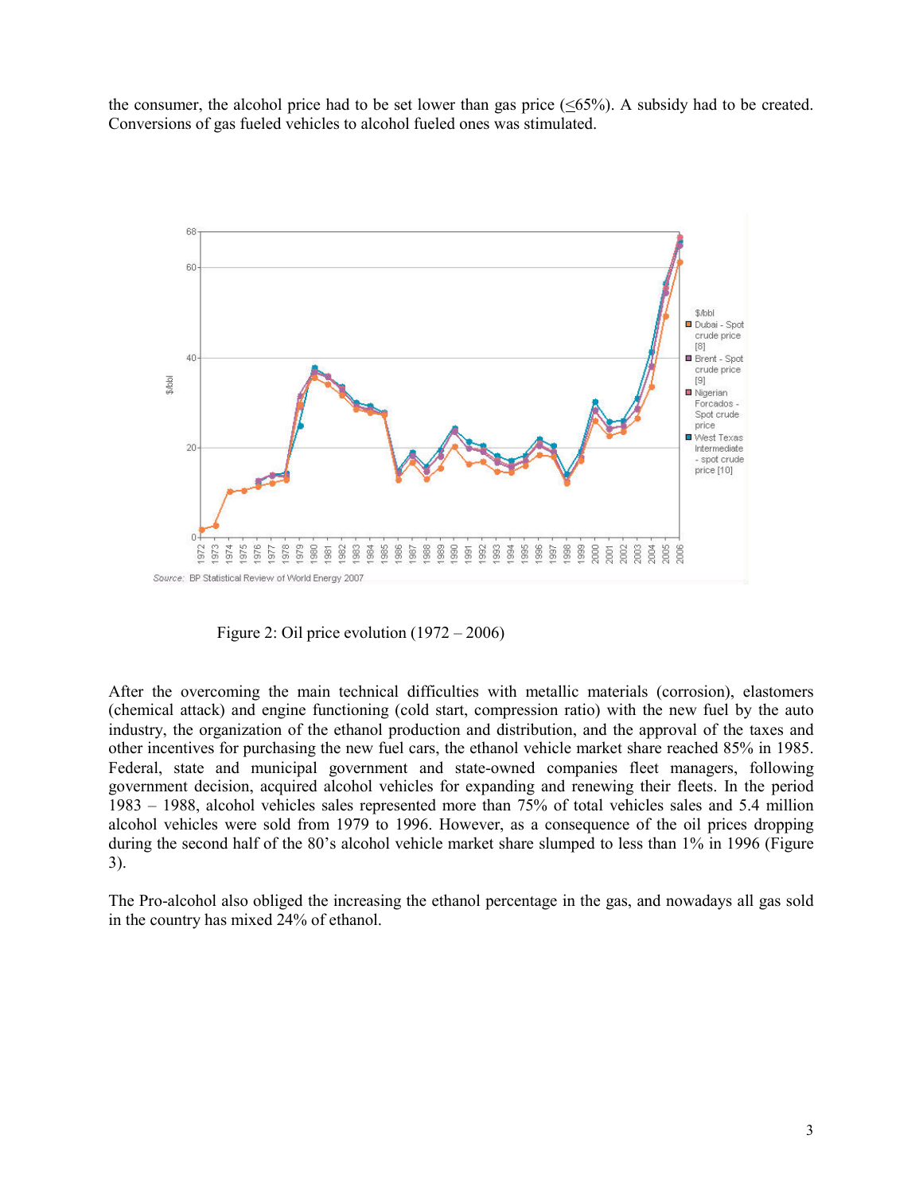the consumer, the alcohol price had to be set lower than gas price (≤65%). A subsidy had to be created. Conversions of gas fueled vehicles to alcohol fueled ones was stimulated.

Figure 2: Oil price evolution (1972 – 2006)

After the overcoming the main technical difficulties with metallic materials (corrosion), elastomers (chemical attack) and engine functioning (cold start, compression ratio) with the new fuel by the auto industry, the organization of the ethanol production and distribution, and the approval of the taxes and other incentives for purchasing the new fuel cars, the ethanol vehicle market share reached 85% in 1985. Federal, state and municipal government and state-owned companies fleet managers, following government decision, acquired alcohol vehicles for expanding and renewing their fleets. In the period 1983 – 1988, alcohol vehicles sales represented more than 75% of total vehicles sales and 5.4 million alcohol vehicles were sold from 1979 to 1996. However, as a consequence of the oil prices dropping during the second half of the 80's alcohol vehicle market share slumped to less than 1% in 1996 (Figure 3).

The Pro-alcohol also obliged the increasing the ethanol percentage in the gas, and nowadays all gas sold in the country has mixed 24% of ethanol.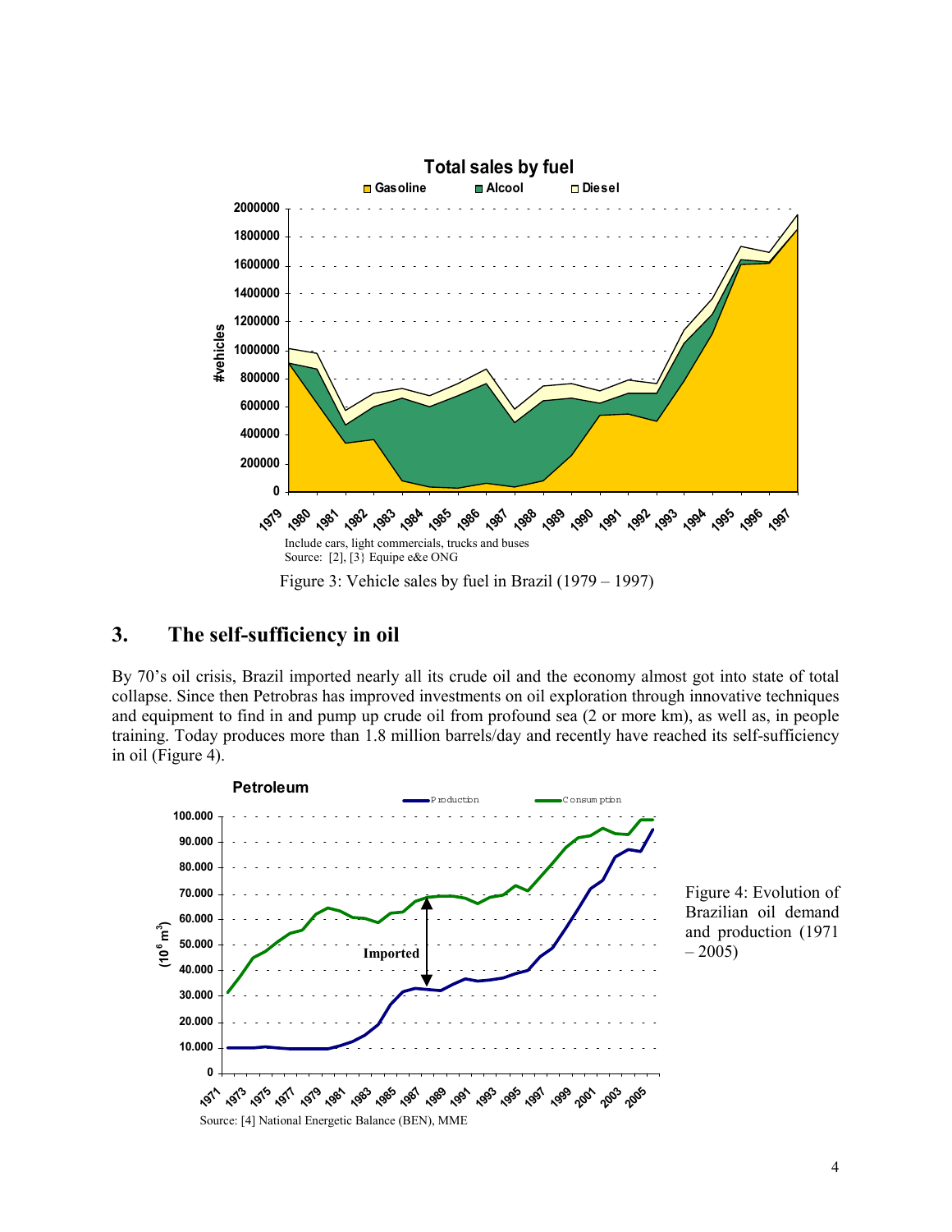Include cars, light commercials, trucks and buses
Source: [2], [3} Equipe e&e ONG

Figure 3: Vehicle sales by fuel in Brazil (1979 – 1997)

## 3. The self-sufficiency in oil

By 70's oil crisis, Brazil imported nearly all its crude oil and the economy almost got into state of total collapse. Since then Petrobras has improved investments on oil exploration through innovative techniques and equipment to find in and pump up crude oil from profound sea (2 or more km), as well as, in people training. Today produces more than 1.8 million barrels/day and recently have reached its self-sufficiency in oil (Figure 4).

Source: [4] National Energetic Balance (BEN), MME

Figure 4: Evolution of Brazilian oil demand and production (1971 – 2005)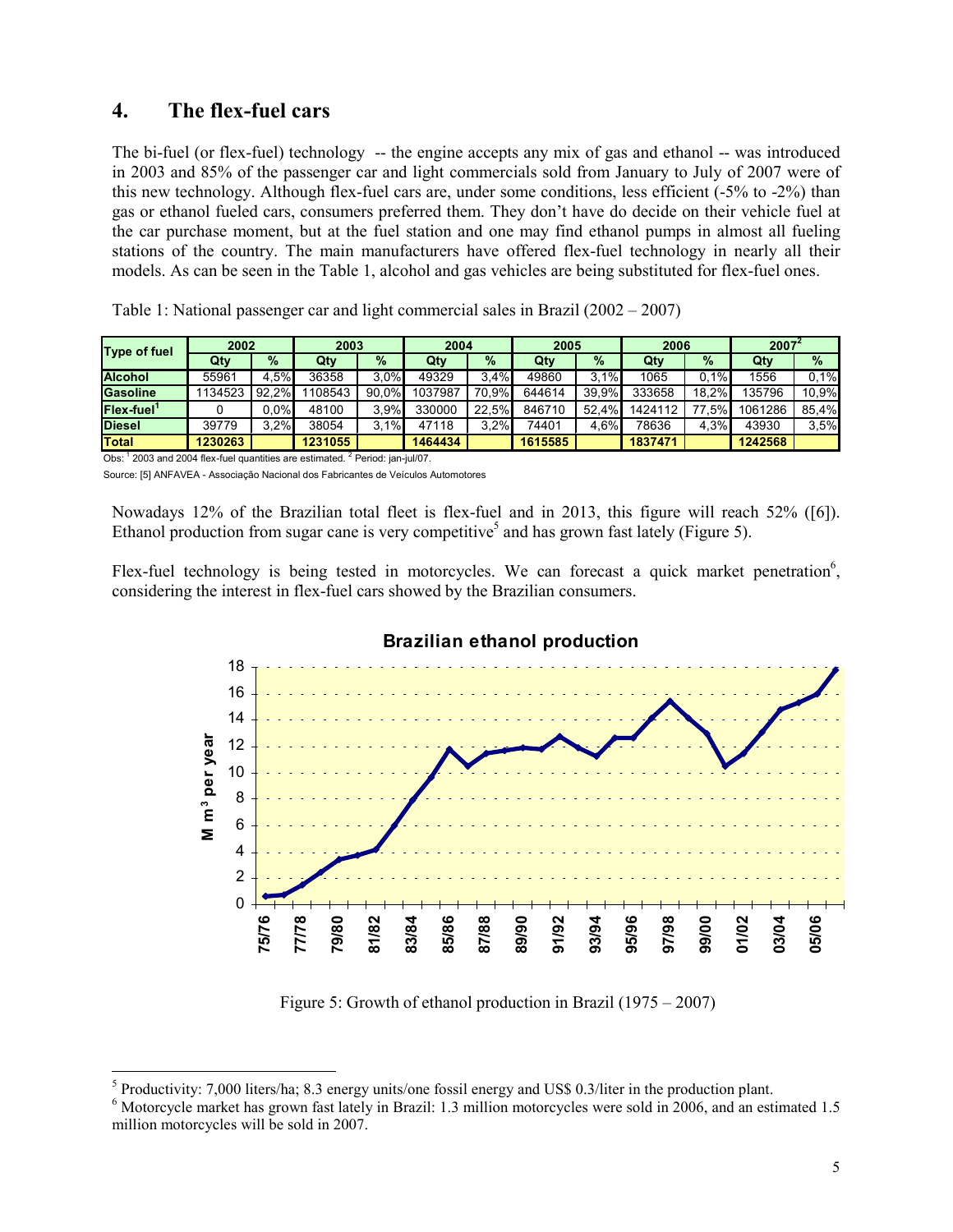## 4. The flex-fuel cars

The bi-fuel (or flex-fuel) technology -- the engine accepts any mix of gas and ethanol -- was introduced in 2003 and 85% of the passenger car and light commercials sold from January to July of 2007 were of this new technology. Although flex-fuel cars are, under some conditions, less efficient (-5% to -2%) than gas or ethanol fueled cars, consumers preferred them. They don't have do decide on their vehicle fuel at the car purchase moment, but at the fuel station and one may find ethanol pumps in almost all fueling stations of the country. The main manufacturers have offered flex-fuel technology in nearly all their models. As can be seen in the Table 1, alcohol and gas vehicles are being substituted for flex-fuel ones.

Table 1: National passenger car and light commercial sales in Brazil (2002 – 2007)

| Type of fuel | 2002 | | 2003 | | 2004 | | 2005 | | 2006 | | 2007[2] | |
|---|---|---|---|---|---|---|---|---|---|---|---|---|
| | Qty | % | Qty | % | Qty | % | Qty | % | Qty | % | Qty | % |
| **Alcohol** | 55961 | 4,5% | 36358 | 3,0% | 49329 | 3,4% | 49860 | 3,1% | 1065 | 0,1% | 1556 | 0,1% |
| **Gasoline** | 1134523 | 92,2% | 1108543 | 90,0% | 1037987 | 70,9% | 644614 | 39,9% | 333658 | 18,2% | 135796 | 10,9% |
| **Flex-fuel[1]** | 0 | 0,0% | 48100 | 3,9% | 330000 | 22,5% | 846710 | 52,4% | 1424112 | 77,5% | 1061286 | 85,4% |
| **Diesel** | 39779 | 3,2% | 38054 | 3,1% | 47118 | 3,2% | 74401 | 4,6% | 78636 | 4,3% | 43930 | 3,5% |
| **Total** | **1230263** | | **1231055** | | **1464434** | | **1615585** | | **1837471** | | **1242568** | |

Obs: [1] 2003 and 2004 flex-fuel quantities are estimated. [2] Period: jan-jul/07.

Source: [5] ANFAVEA - Associação Nacional dos Fabricantes de Veículos Automotores

Nowadays 12% of the Brazilian total fleet is flex-fuel and in 2013, this figure will reach 52% ([6]). Ethanol production from sugar cane is very competitive[5] and has grown fast lately (Figure 5).

Flex-fuel technology is being tested in motorcycles. We can forecast a quick market penetration[6], considering the interest in flex-fuel cars showed by the Brazilian consumers.

Figure 5: Growth of ethanol production in Brazil (1975 – 2007)

---

[5] Productivity: 7,000 liters/ha; 8.3 energy units/one fossil energy and US$ 0.3/liter in the production plant.

[6] Motorcycle market has grown fast lately in Brazil: 1.3 million motorcycles were sold in 2006, and an estimated 1.5 million motorcycles will be sold in 2007.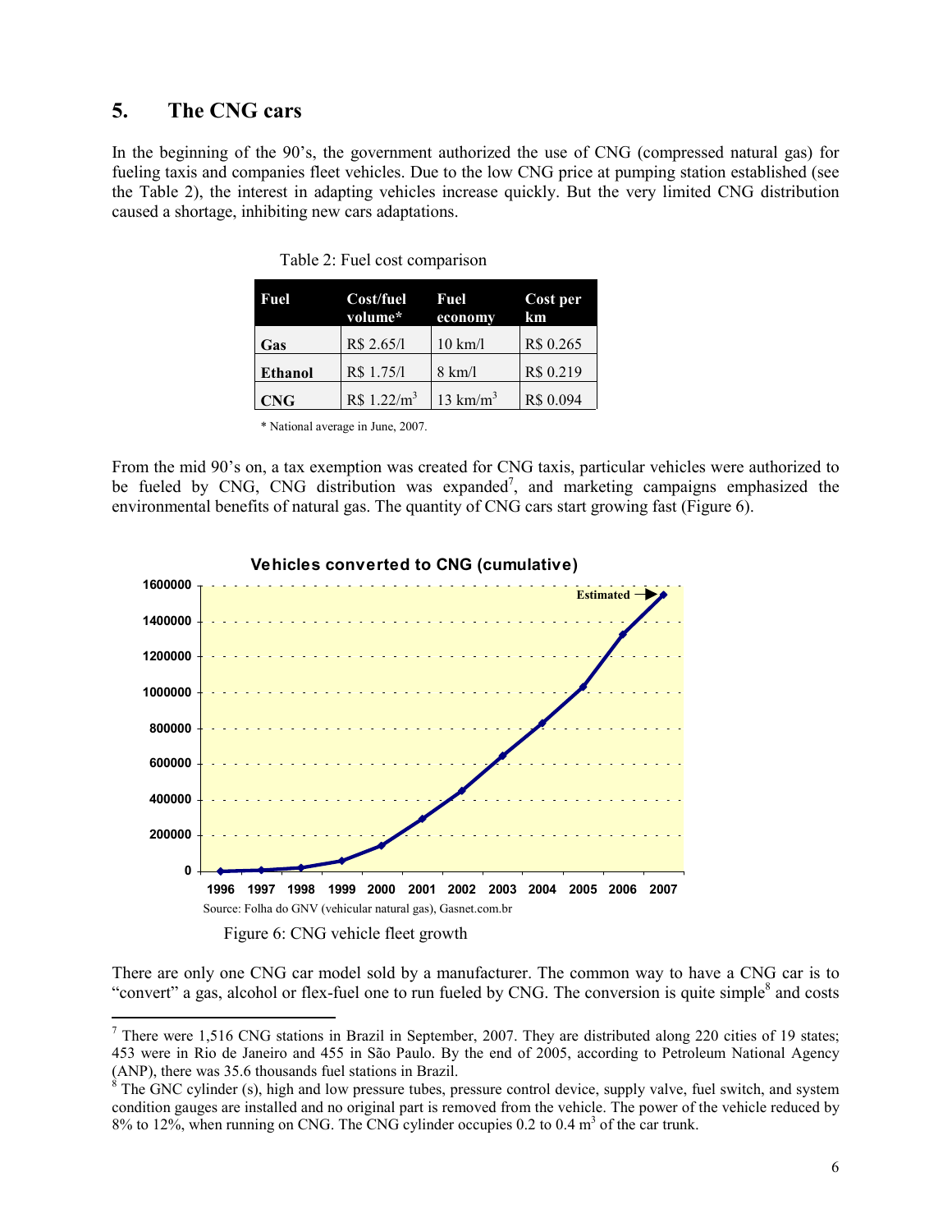## 5. The CNG cars

In the beginning of the 90's, the government authorized the use of CNG (compressed natural gas) for fueling taxis and companies fleet vehicles. Due to the low CNG price at pumping station established (see the Table 2), the interest in adapting vehicles increase quickly. But the very limited CNG distribution caused a shortage, inhibiting new cars adaptations.

Table 2: Fuel cost comparison

| Fuel | Cost/fuel volume* | Fuel economy | Cost per km |
|---|---|---|---|
| **Gas** | R$ 2.65/l | 10 km/l | R$ 0.265 |
| **Ethanol** | R$ 1.75/l | 8 km/l | R$ 0.219 |
| **CNG** | R$ 1.22/m$^3$ | 13 km/m$^3$ | R$ 0.094 |

\* National average in June, 2007.

From the mid 90's on, a tax exemption was created for CNG taxis, particular vehicles were authorized to be fueled by CNG, CNG distribution was expanded[7], and marketing campaigns emphasized the environmental benefits of natural gas. The quantity of CNG cars start growing fast (Figure 6).

**Vehicles converted to CNG (cumulative)**

Source: Folha do GNV (vehicular natural gas), Gasnet.com.br

Figure 6: CNG vehicle fleet growth

There are only one CNG car model sold by a manufacturer. The common way to have a CNG car is to "convert" a gas, alcohol or flex-fuel one to run fueled by CNG. The conversion is quite simple[8] and costs

[7] There were 1,516 CNG stations in Brazil in September, 2007. They are distributed along 220 cities of 19 states; 453 were in Rio de Janeiro and 455 in São Paulo. By the end of 2005, according to Petroleum National Agency (ANP), there was 35.6 thousands fuel stations in Brazil.

[8] The GNC cylinder (s), high and low pressure tubes, pressure control device, supply valve, fuel switch, and system condition gauges are installed and no original part is removed from the vehicle. The power of the vehicle reduced by 8% to 12%, when running on CNG. The CNG cylinder occupies 0.2 to 0.4 m$^3$ of the car trunk.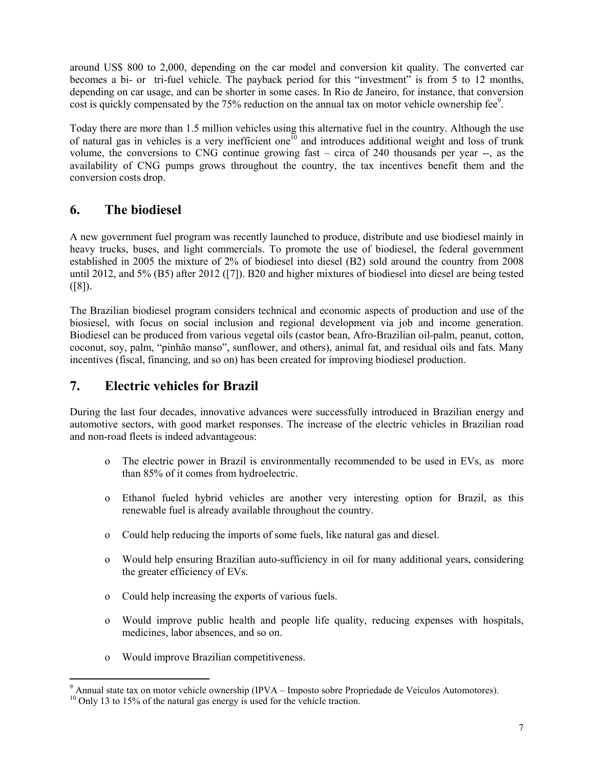around US$ 800 to 2,000, depending on the car model and conversion kit quality. The converted car becomes a bi- or tri-fuel vehicle. The payback period for this "investment" is from 5 to 12 months, depending on car usage, and can be shorter in some cases. In Rio de Janeiro, for instance, that conversion cost is quickly compensated by the 75% reduction on the annual tax on motor vehicle ownership fee[9].

Today there are more than 1.5 million vehicles using this alternative fuel in the country. Although the use of natural gas in vehicles is a very inefficient one[10] and introduces additional weight and loss of trunk volume, the conversions to CNG continue growing fast – circa of 240 thousands per year --, as the availability of CNG pumps grows throughout the country, the tax incentives benefit them and the conversion costs drop.

## 6. The biodiesel

A new government fuel program was recently launched to produce, distribute and use biodiesel mainly in heavy trucks, buses, and light commercials. To promote the use of biodiesel, the federal government established in 2005 the mixture of 2% of biodiesel into diesel (B2) sold around the country from 2008 until 2012, and 5% (B5) after 2012 ([7]). B20 and higher mixtures of biodiesel into diesel are being tested ([8]).

The Brazilian biodiesel program considers technical and economic aspects of production and use of the biosiesel, with focus on social inclusion and regional development via job and income generation. Biodiesel can be produced from various vegetal oils (castor bean, Afro-Brazilian oil-palm, peanut, cotton, coconut, soy, palm, "pinhão manso", sunflower, and others), animal fat, and residual oils and fats. Many incentives (fiscal, financing, and so on) has been created for improving biodiesel production.

## 7. Electric vehicles for Brazil

During the last four decades, innovative advances were successfully introduced in Brazilian energy and automotive sectors, with good market responses. The increase of the electric vehicles in Brazilian road and non-road fleets is indeed advantageous:

- The electric power in Brazil is environmentally recommended to be used in EVs, as more than 85% of it comes from hydroelectric.
- Ethanol fueled hybrid vehicles are another very interesting option for Brazil, as this renewable fuel is already available throughout the country.
- Could help reducing the imports of some fuels, like natural gas and diesel.
- Would help ensuring Brazilian auto-sufficiency in oil for many additional years, considering the greater efficiency of EVs.
- Could help increasing the exports of various fuels.
- Would improve public health and people life quality, reducing expenses with hospitals, medicines, labor absences, and so on.
- Would improve Brazilian competitiveness.

[9] Annual state tax on motor vehicle ownership (IPVA – Imposto sobre Propriedade de Veículos Automotores).

[10] Only 13 to 15% of the natural gas energy is used for the vehicle traction.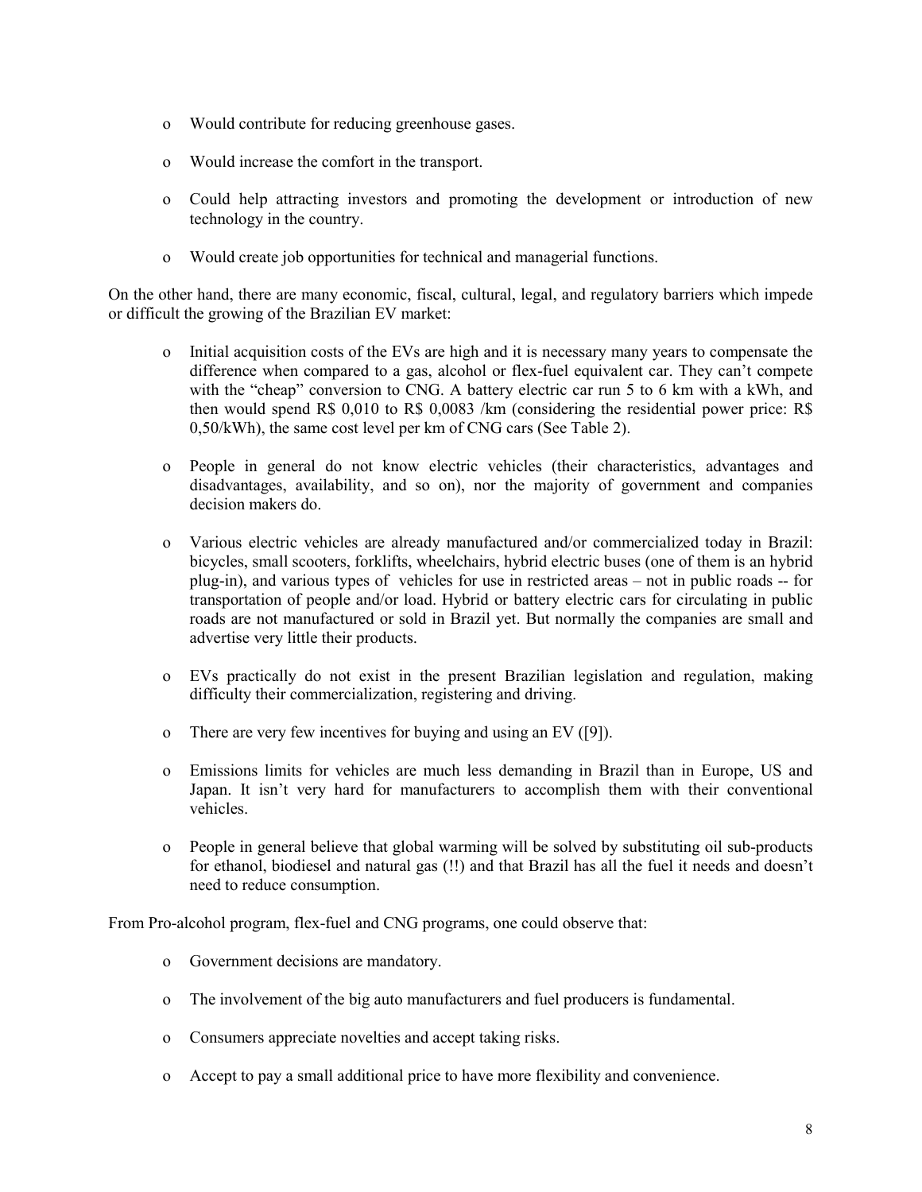- Would contribute for reducing greenhouse gases.
- Would increase the comfort in the transport.
- Could help attracting investors and promoting the development or introduction of new technology in the country.
- Would create job opportunities for technical and managerial functions.

On the other hand, there are many economic, fiscal, cultural, legal, and regulatory barriers which impede or difficult the growing of the Brazilian EV market:

- Initial acquisition costs of the EVs are high and it is necessary many years to compensate the difference when compared to a gas, alcohol or flex-fuel equivalent car. They can't compete with the "cheap" conversion to CNG. A battery electric car run 5 to 6 km with a kWh, and then would spend R$ 0,010 to R$ 0,0083 /km (considering the residential power price: R$ 0,50/kWh), the same cost level per km of CNG cars (See Table 2).
- People in general do not know electric vehicles (their characteristics, advantages and disadvantages, availability, and so on), nor the majority of government and companies decision makers do.
- Various electric vehicles are already manufactured and/or commercialized today in Brazil: bicycles, small scooters, forklifts, wheelchairs, hybrid electric buses (one of them is an hybrid plug-in), and various types of vehicles for use in restricted areas – not in public roads -- for transportation of people and/or load. Hybrid or battery electric cars for circulating in public roads are not manufactured or sold in Brazil yet. But normally the companies are small and advertise very little their products.
- EVs practically do not exist in the present Brazilian legislation and regulation, making difficulty their commercialization, registering and driving.
- There are very few incentives for buying and using an EV ([9]).
- Emissions limits for vehicles are much less demanding in Brazil than in Europe, US and Japan. It isn't very hard for manufacturers to accomplish them with their conventional vehicles.
- People in general believe that global warming will be solved by substituting oil sub-products for ethanol, biodiesel and natural gas (!!) and that Brazil has all the fuel it needs and doesn't need to reduce consumption.

From Pro-alcohol program, flex-fuel and CNG programs, one could observe that:

- Government decisions are mandatory.
- The involvement of the big auto manufacturers and fuel producers is fundamental.
- Consumers appreciate novelties and accept taking risks.
- Accept to pay a small additional price to have more flexibility and convenience.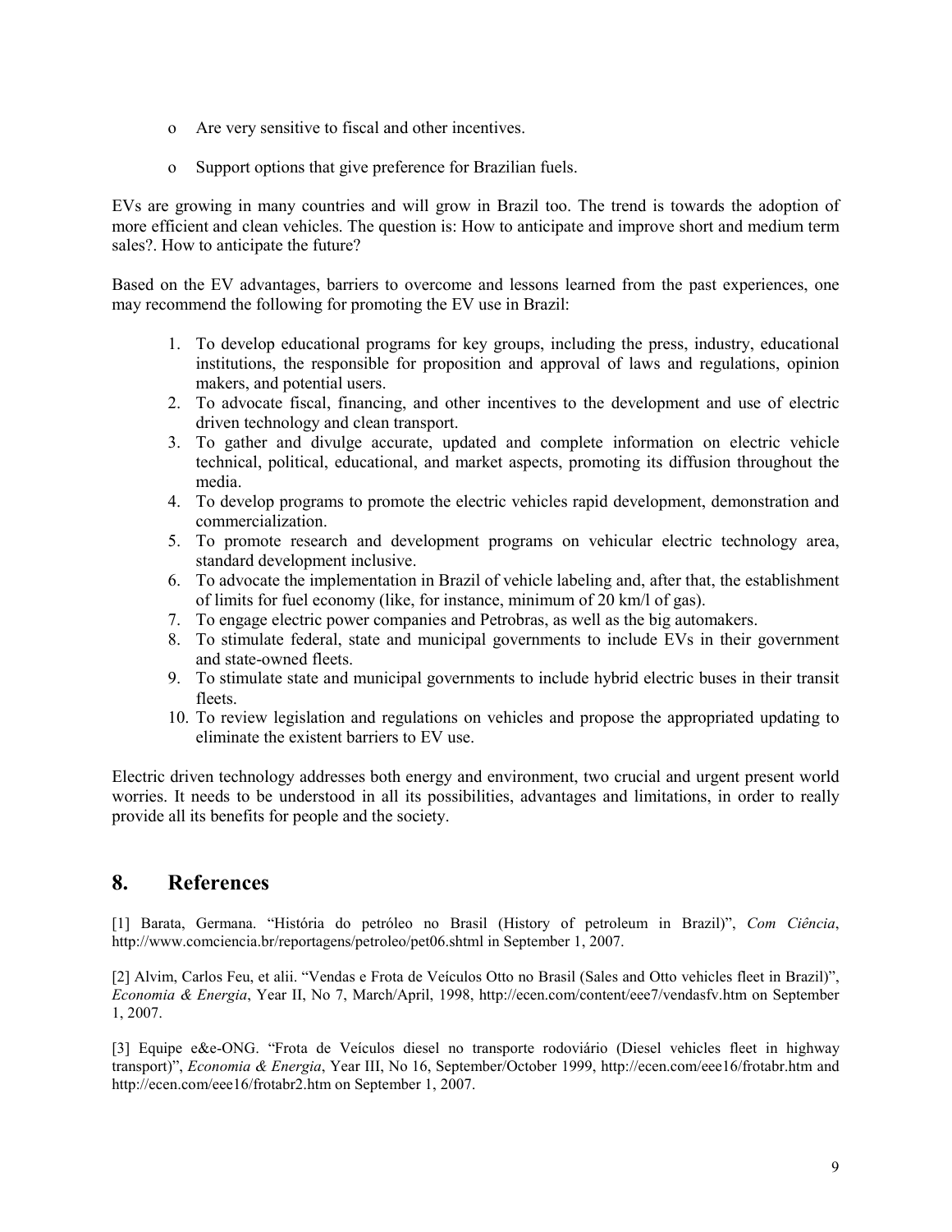- Are very sensitive to fiscal and other incentives.
- Support options that give preference for Brazilian fuels.

EVs are growing in many countries and will grow in Brazil too. The trend is towards the adoption of more efficient and clean vehicles. The question is: How to anticipate and improve short and medium term sales?. How to anticipate the future?

Based on the EV advantages, barriers to overcome and lessons learned from the past experiences, one may recommend the following for promoting the EV use in Brazil:

1. To develop educational programs for key groups, including the press, industry, educational institutions, the responsible for proposition and approval of laws and regulations, opinion makers, and potential users.
2. To advocate fiscal, financing, and other incentives to the development and use of electric driven technology and clean transport.
3. To gather and divulge accurate, updated and complete information on electric vehicle technical, political, educational, and market aspects, promoting its diffusion throughout the media.
4. To develop programs to promote the electric vehicles rapid development, demonstration and commercialization.
5. To promote research and development programs on vehicular electric technology area, standard development inclusive.
6. To advocate the implementation in Brazil of vehicle labeling and, after that, the establishment of limits for fuel economy (like, for instance, minimum of 20 km/l of gas).
7. To engage electric power companies and Petrobras, as well as the big automakers.
8. To stimulate federal, state and municipal governments to include EVs in their government and state-owned fleets.
9. To stimulate state and municipal governments to include hybrid electric buses in their transit fleets.
10. To review legislation and regulations on vehicles and propose the appropriated updating to eliminate the existent barriers to EV use.

Electric driven technology addresses both energy and environment, two crucial and urgent present world worries. It needs to be understood in all its possibilities, advantages and limitations, in order to really provide all its benefits for people and the society.

## 8. References

[1] Barata, Germana. "História do petróleo no Brasil (History of petroleum in Brazil)", *Com Ciência*, http://www.comciencia.br/reportagens/petroleo/pet06.shtml in September 1, 2007.

[2] Alvim, Carlos Feu, et alii. "Vendas e Frota de Veículos Otto no Brasil (Sales and Otto vehicles fleet in Brazil)", *Economia & Energia*, Year II, No 7, March/April, 1998, http://ecen.com/content/eee7/vendasfv.htm on September 1, 2007.

[3] Equipe e&e-ONG. "Frota de Veículos diesel no transporte rodoviário (Diesel vehicles fleet in highway transport)", *Economia & Energia*, Year III, No 16, September/October 1999, http://ecen.com/eee16/frotabr.htm and http://ecen.com/eee16/frotabr2.htm on September 1, 2007.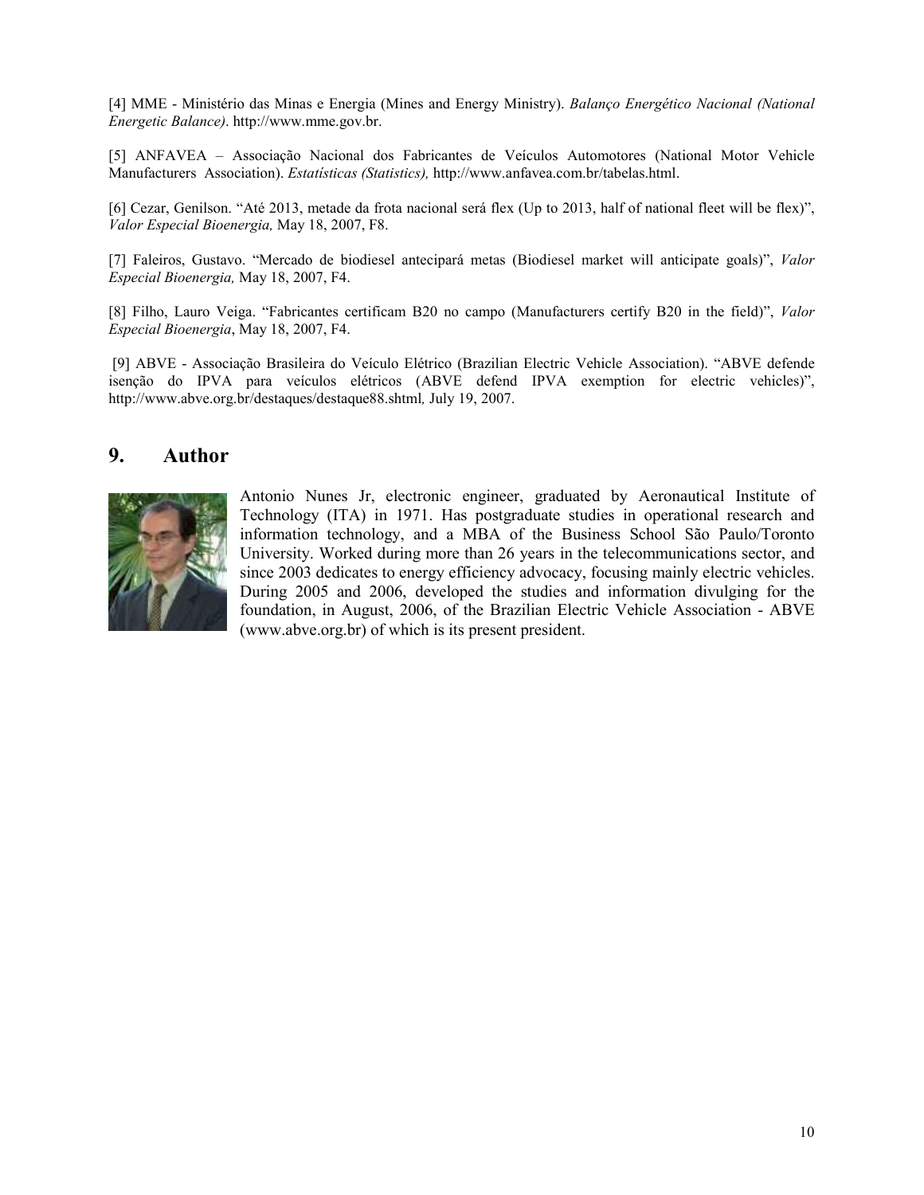[4] MME - Ministério das Minas e Energia (Mines and Energy Ministry). *Balanço Energético Nacional (National Energetic Balance)*. http://www.mme.gov.br.

[5] ANFAVEA – Associação Nacional dos Fabricantes de Veículos Automotores (National Motor Vehicle Manufacturers Association). *Estatísticas (Statistics),* http://www.anfavea.com.br/tabelas.html.

[6] Cezar, Genilson. "Até 2013, metade da frota nacional será flex (Up to 2013, half of national fleet will be flex)", *Valor Especial Bioenergia,* May 18, 2007, F8.

[7] Faleiros, Gustavo. "Mercado de biodiesel antecipará metas (Biodiesel market will anticipate goals)", *Valor Especial Bioenergia,* May 18, 2007, F4.

[8] Filho, Lauro Veiga. "Fabricantes certificam B20 no campo (Manufacturers certify B20 in the field)", *Valor Especial Bioenergia*, May 18, 2007, F4.

[9] ABVE - Associação Brasileira do Veículo Elétrico (Brazilian Electric Vehicle Association). "ABVE defende isenção do IPVA para veículos elétricos (ABVE defend IPVA exemption for electric vehicles)", http://www.abve.org.br/destaques/destaque88.shtml*,* July 19, 2007.

## 9. Author

Antonio Nunes Jr, electronic engineer, graduated by Aeronautical Institute of Technology (ITA) in 1971. Has postgraduate studies in operational research and information technology, and a MBA of the Business School São Paulo/Toronto University. Worked during more than 26 years in the telecommunications sector, and since 2003 dedicates to energy efficiency advocacy, focusing mainly electric vehicles. During 2005 and 2006, developed the studies and information divulging for the foundation, in August, 2006, of the Brazilian Electric Vehicle Association - ABVE (www.abve.org.br) of which is its present president.